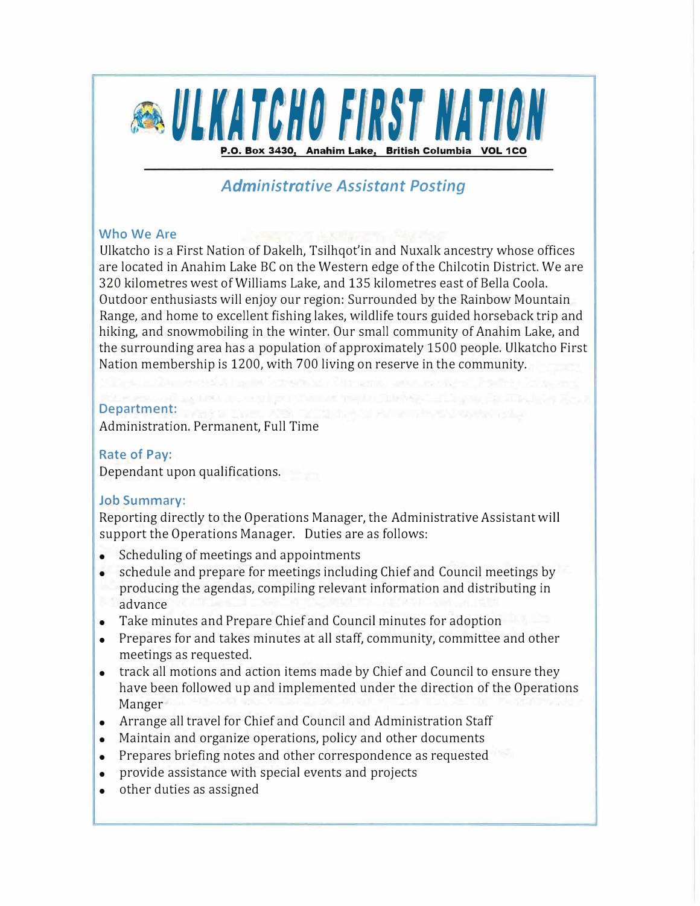# ULKATCHO FIRST NATION

**P.O. Box 3430, Anahim Lake, British Columbia VOL 1CO**

## *Administrative Assistant Posting*

### Who We Are

Ulkatcho is a First Nation of Dakelh, Tsilhqot'in and Nuxalk ancestry whose offices are located in Anahim Lake BC on the Western edge of the Chilcotin District. We are 320 kilometres west of Williams Lake, and 135 kilometres east of Bella Coola. Outdoor enthusiasts will enjoy our region: Surrounded by the Rainbow Mountain Range, and home to excellent fishing lakes, wildlife tours guided horseback trip and hiking, and snowmobiling in the winter. Our small community of Anahim Lake, and the surrounding area has a population of approximately 1500 people. Ulkatcho First Nation membership is 1200, with 700 living on reserve in the community.

### Department:

Administration. Permanent, Full Time

### Rate of Pay:

Dependant upon qualifications.

### Job Summary:

Reporting directly to the Operations Manager, the Administrative Assistant will support the Operations Manager. Duties are as follows:

- Scheduling of meetings and appointments
- schedule and prepare for meetings including Chief and Council meetings by producing the agendas, compiling relevant information and distributing in advance
- Take minutes and Prepare Chief and Council minutes for adoption
- Prepares for and takes minutes at all staff, community, committee and other meetings as requested.
- track all motions and action items made by Chief and Council to ensure they have been followed up and implemented under the direction of the Operations Manger
- Arrange all travel for Chief and Council and Administration Staff
- Maintain and organize operations, policy and other documents
- Prepares briefing notes and other correspondence as requested
- provide assistance with special events and projects
- other duties as assigned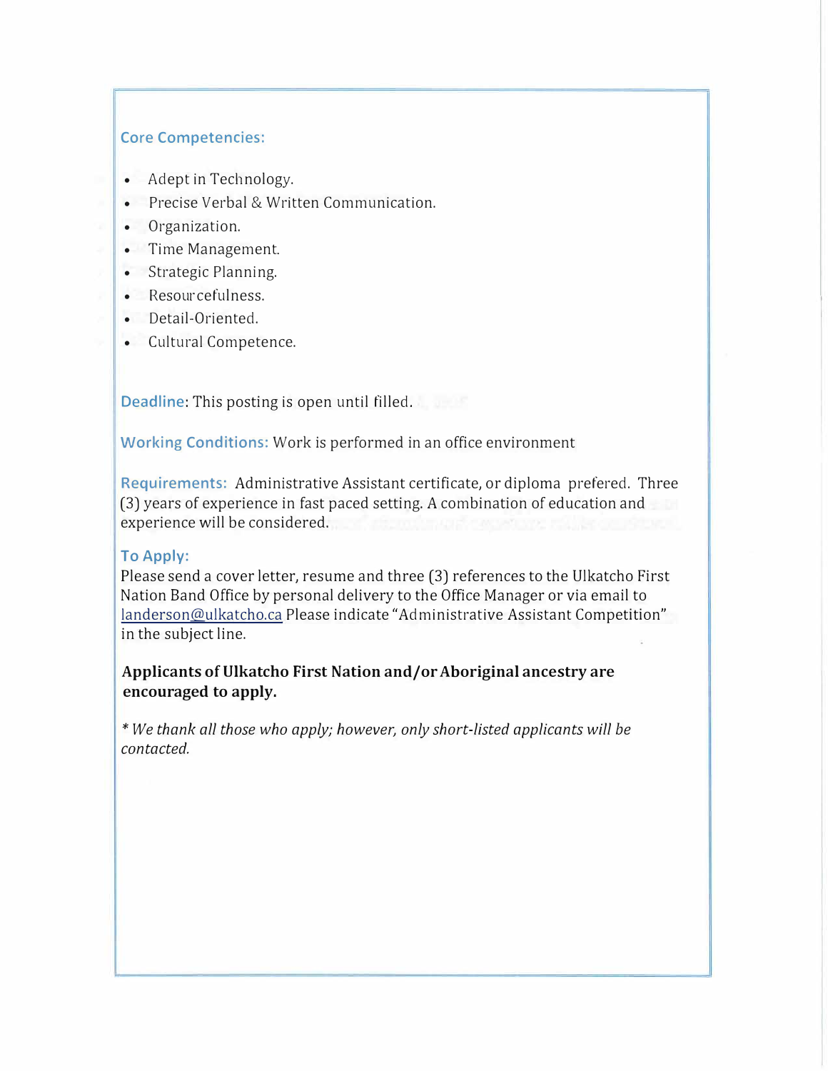## Core Competencies:

- Adept in Technology.
- Precise Verbal & Written Communication.
- Organization.
- Time Management.
- Strategic Planning.
- Resourcefulness.
- Detail-Oriented.
- Cultural Competence.

**Deadline**: This posting is open until filled.

**Working Conditions:** Work is performed in an office environment

**Requirements:** Administrative Assistant certificate, or diploma prefered. Three (3) years of experience in fast paced setting. A combination of education and experience will be considered.

**To Apply:**
Please send a cover letter, resume and three (3) references to the Ulkatcho First Nation Band Office by personal delivery to the Office Manager or via email to landerson@ulkatcho.ca Please indicate "Administrative Assistant Competition" in the subject line.

**Applicants of Ulkatcho First Nation and/or Aboriginal ancestry are encouraged to apply.**

*\* We thank all those who apply; however, only short-listed applicants will be contacted.*